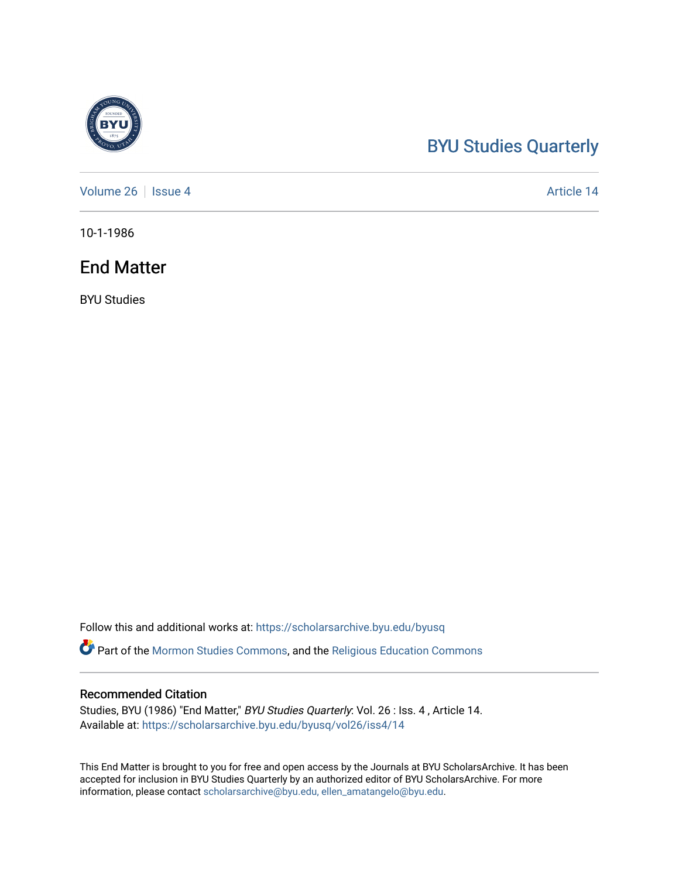BYU Studies Quarterly

Volume 26 | Issue 4 | Article 14

10-1-1986

# End Matter

BYU Studies

Follow this and additional works at: https://scholarsarchive.byu.edu/byusq

Part of the Mormon Studies Commons, and the Religious Education Commons

## Recommended Citation

Studies, BYU (1986) "End Matter," *BYU Studies Quarterly*: Vol. 26 : Iss. 4 , Article 14.
Available at: https://scholarsarchive.byu.edu/byusq/vol26/iss4/14

This End Matter is brought to you for free and open access by the Journals at BYU ScholarsArchive. It has been accepted for inclusion in BYU Studies Quarterly by an authorized editor of BYU ScholarsArchive. For more information, please contact scholarsarchive@byu.edu, ellen_amatangelo@byu.edu.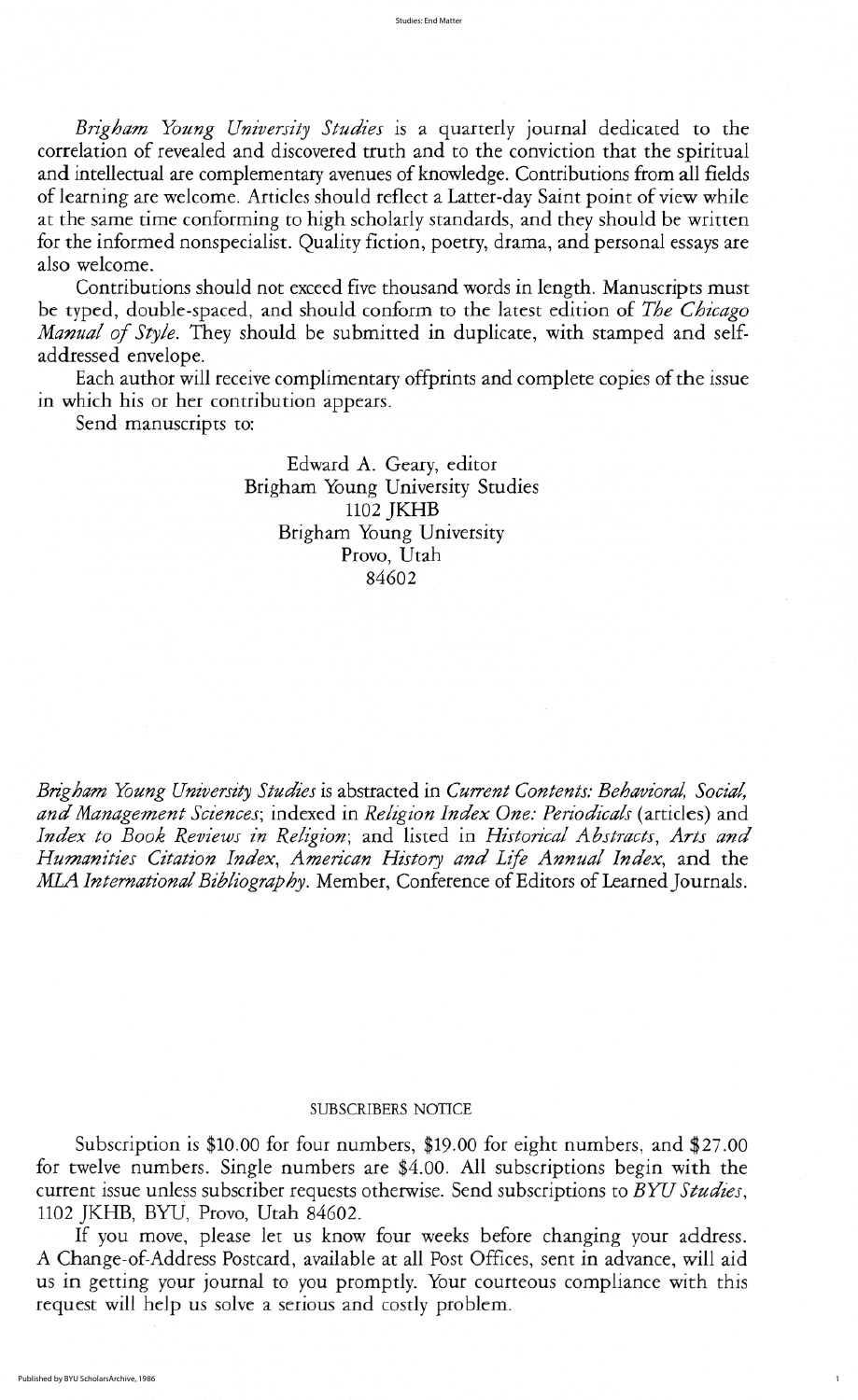*Brigham Young University Studies* is a quarterly journal dedicated to the correlation of revealed and discovered truth and to the conviction that the spiritual and intellectual are complementary avenues of knowledge. Contributions from all fields of learning are welcome. Articles should reflect a Latter-day Saint point of view while at the same time conforming to high scholarly standards, and they should be written for the informed nonspecialist. Quality fiction, poetry, drama, and personal essays are also welcome.

Contributions should not exceed five thousand words in length. Manuscripts must be typed, double-spaced, and should conform to the latest edition of *The Chicago Manual of Style*. They should be submitted in duplicate, with stamped and self-addressed envelope.

Each author will receive complimentary offprints and complete copies of the issue in which his or her contribution appears.

Send manuscripts to:

Edward A. Geary, editor
Brigham Young University Studies
1102 JKHB
Brigham Young University
Provo, Utah
84602

*Brigham Young University Studies* is abstracted in *Current Contents: Behavioral, Social, and Management Sciences*; indexed in *Religion Index One: Periodicals* (articles) and *Index to Book Reviews in Religion*; and listed in *Historical Abstracts*, *Arts and Humanities Citation Index*, *American History and Life Annual Index*, and the *MLA International Bibliography*. Member, Conference of Editors of Learned Journals.

## SUBSCRIBERS NOTICE

Subscription is $10.00 for four numbers, $19.00 for eight numbers, and $27.00 for twelve numbers. Single numbers are $4.00. All subscriptions begin with the current issue unless subscriber requests otherwise. Send subscriptions to *BYU Studies*, 1102 JKHB, BYU, Provo, Utah 84602.

If you move, please let us know four weeks before changing your address. A Change-of-Address Postcard, available at all Post Offices, sent in advance, will aid us in getting your journal to you promptly. Your courteous compliance with this request will help us solve a serious and costly problem.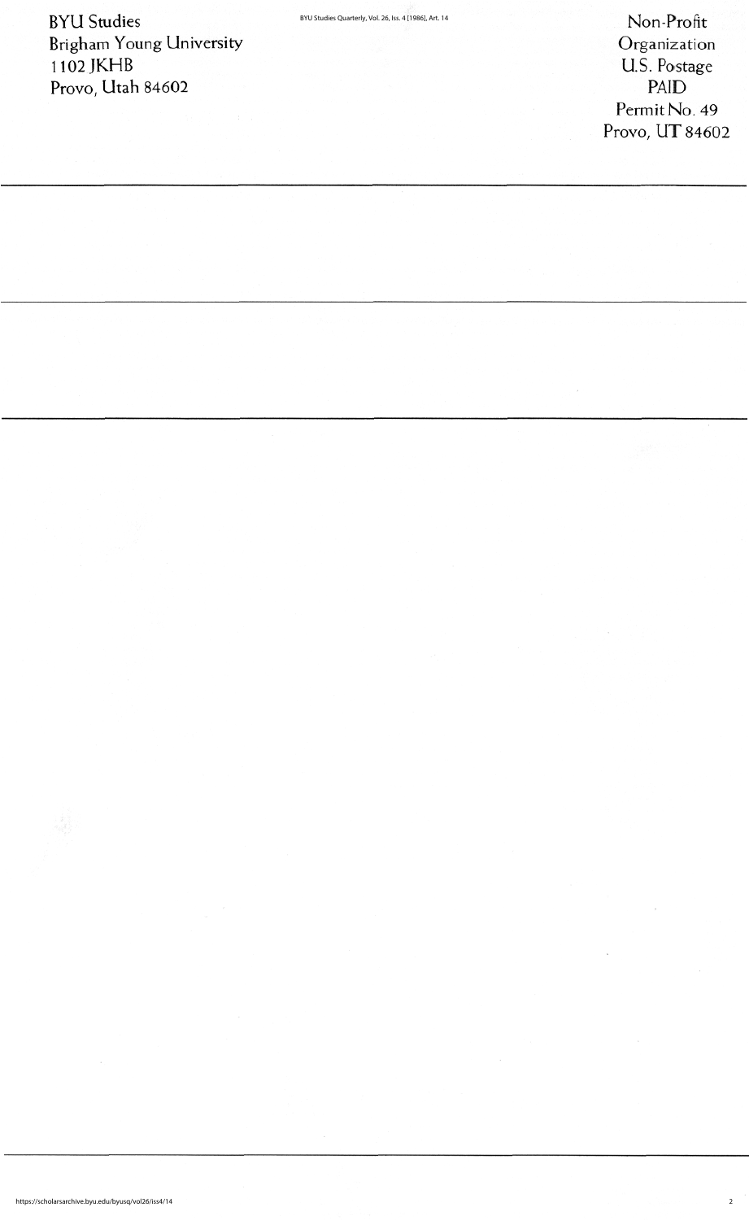BYU Studies
Brigham Young University
1102 JKHB
Provo, Utah 84602

Non-Profit
Organization
U.S. Postage
PAID
Permit No. 49
Provo, UT 84602